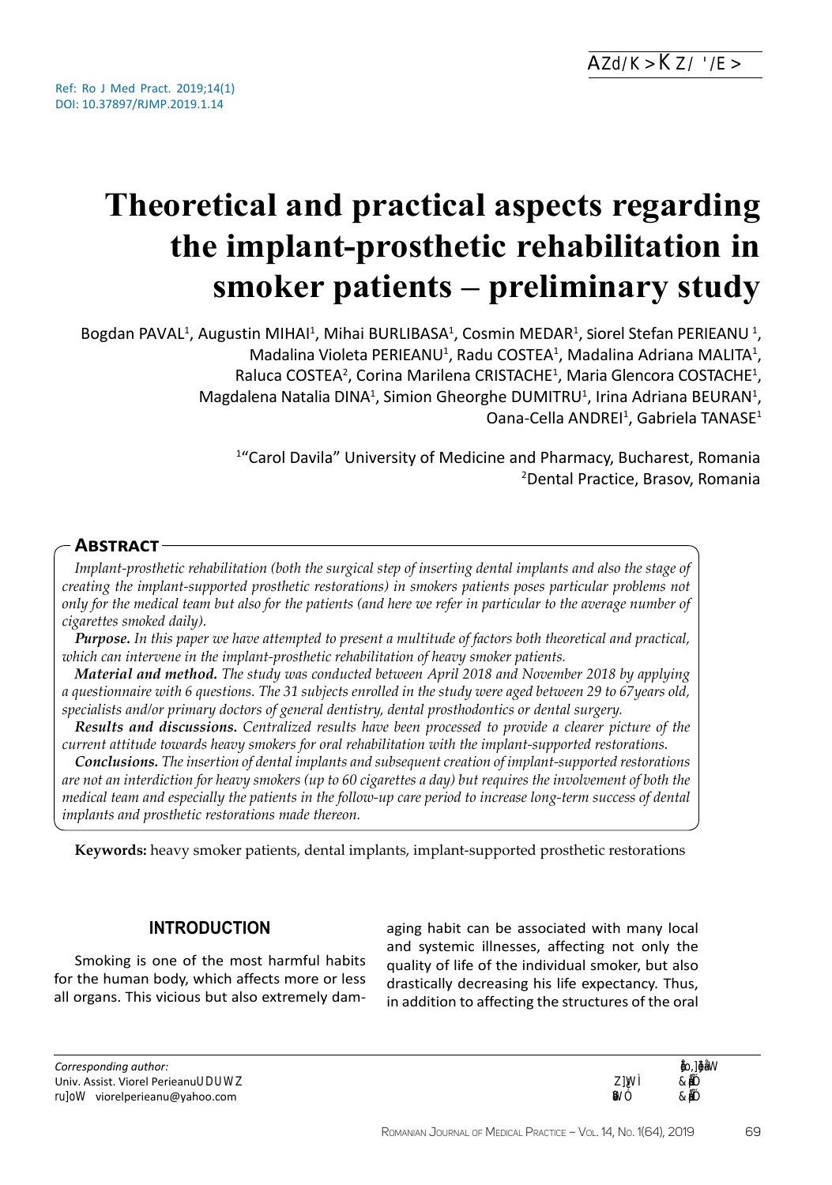Ref: Ro J Med Pract. 2019;14(1)
DOI: 10.37897/RJMP.2019.1.14

# Theoretical and practical aspects regarding the implant-prosthetic rehabilitation in smoker patients – preliminary study

Bogdan PAVAL[1], Augustin MIHAI[1], Mihai BURLIBASA[1], Cosmin MEDAR[1], Siorel Stefan PERIEANU [1], Madalina Violeta PERIEANU[1], Radu COSTEA[1], Madalina Adriana MALITA[1], Raluca COSTEA[2], Corina Marilena CRISTACHE[1], Maria Glencora COSTACHE[1], Magdalena Natalia DINA[1], Simion Gheorghe DUMITRU[1], Irina Adriana BEURAN[1], Oana-Cella ANDREI[1], Gabriela TANASE[1]

[1]"Carol Davila" University of Medicine and Pharmacy, Bucharest, Romania
[2]Dental Practice, Brasov, Romania

## Abstract

*Implant-prosthetic rehabilitation (both the surgical step of inserting dental implants and also the stage of creating the implant-supported prosthetic restorations) in smokers patients poses particular problems not only for the medical team but also for the patients (and here we refer in particular to the average number of cigarettes smoked daily).*

***Purpose.*** *In this paper we have attempted to present a multitude of factors both theoretical and practical, which can intervene in the implant-prosthetic rehabilitation of heavy smoker patients.*

***Material and method.*** *The study was conducted between April 2018 and November 2018 by applying a questionnaire with 6 questions. The 31 subjects enrolled in the study were aged between 29 to 67years old, specialists and/or primary doctors of general dentistry, dental prosthodontics or dental surgery.*

***Results and discussions.*** *Centralized results have been processed to provide a clearer picture of the current attitude towards heavy smokers for oral rehabilitation with the implant-supported restorations.*

***Conclusions.*** *The insertion of dental implants and subsequent creation of implant-supported restorations are not an interdiction for heavy smokers (up to 60 cigarettes a day) but requires the involvement of both the medical team and especially the patients in the follow-up care period to increase long-term success of dental implants and prosthetic restorations made thereon.*

**Keywords:** heavy smoker patients, dental implants, implant-supported prosthetic restorations

## INTRODUCTION

Smoking is one of the most harmful habits for the human body, which affects more or less all organs. This vicious but also extremely damaging habit can be associated with many local and systemic illnesses, affecting not only the quality of life of the individual smoker, but also drastically decreasing his life expectancy. Thus, in addition to affecting the structures of the oral

*Corresponding author:*
Univ. Assist. Viorel Perieanu
viorelperieanu@yahoo.com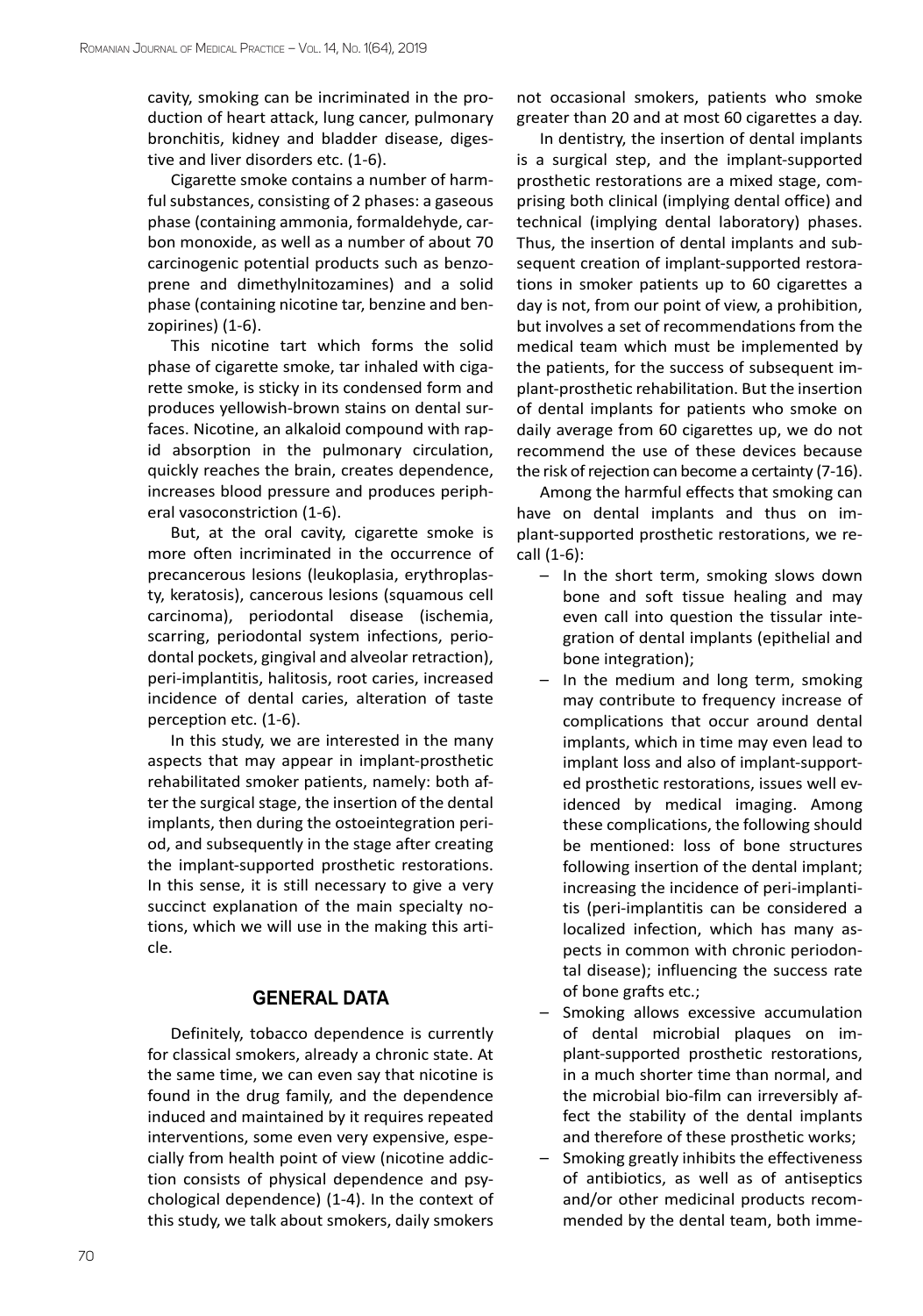cavity, smoking can be incriminated in the production of heart attack, lung cancer, pulmonary bronchitis, kidney and bladder disease, digestive and liver disorders etc. (1-6).

Cigarette smoke contains a number of harmful substances, consisting of 2 phases: a gaseous phase (containing ammonia, formaldehyde, carbon monoxide, as well as a number of about 70 carcinogenic potential products such as benzoprene and dimethylnitozamines) and a solid phase (containing nicotine tar, benzine and benzopirines) (1-6).

This nicotine tart which forms the solid phase of cigarette smoke, tar inhaled with cigarette smoke, is sticky in its condensed form and produces yellowish-brown stains on dental surfaces. Nicotine, an alkaloid compound with rapid absorption in the pulmonary circulation, quickly reaches the brain, creates dependence, increases blood pressure and produces peripheral vasoconstriction (1-6).

But, at the oral cavity, cigarette smoke is more often incriminated in the occurrence of precancerous lesions (leukoplasia, erythroplasty, keratosis), cancerous lesions (squamous cell carcinoma), periodontal disease (ischemia, scarring, periodontal system infections, periodontal pockets, gingival and alveolar retraction), peri-implantitis, halitosis, root caries, increased incidence of dental caries, alteration of taste perception etc. (1-6).

In this study, we are interested in the many aspects that may appear in implant-prosthetic rehabilitated smoker patients, namely: both after the surgical stage, the insertion of the dental implants, then during the ostoeintegration period, and subsequently in the stage after creating the implant-supported prosthetic restorations. In this sense, it is still necessary to give a very succinct explanation of the main specialty notions, which we will use in the making this article.

## GENERAL DATA

Definitely, tobacco dependence is currently for classical smokers, already a chronic state. At the same time, we can even say that nicotine is found in the drug family, and the dependence induced and maintained by it requires repeated interventions, some even very expensive, especially from health point of view (nicotine addiction consists of physical dependence and psychological dependence) (1-4). In the context of this study, we talk about smokers, daily smokers not occasional smokers, patients who smoke greater than 20 and at most 60 cigarettes a day.

In dentistry, the insertion of dental implants is a surgical step, and the implant-supported prosthetic restorations are a mixed stage, comprising both clinical (implying dental office) and technical (implying dental laboratory) phases. Thus, the insertion of dental implants and subsequent creation of implant-supported restorations in smoker patients up to 60 cigarettes a day is not, from our point of view, a prohibition, but involves a set of recommendations from the medical team which must be implemented by the patients, for the success of subsequent implant-prosthetic rehabilitation. But the insertion of dental implants for patients who smoke on daily average from 60 cigarettes up, we do not recommend the use of these devices because the risk of rejection can become a certainty (7-16).

Among the harmful effects that smoking can have on dental implants and thus on implant-supported prosthetic restorations, we recall (1-6):

- In the short term, smoking slows down bone and soft tissue healing and may even call into question the tissular integration of dental implants (epithelial and bone integration);
- In the medium and long term, smoking may contribute to frequency increase of complications that occur around dental implants, which in time may even lead to implant loss and also of implant-supported prosthetic restorations, issues well evidenced by medical imaging. Among these complications, the following should be mentioned: loss of bone structures following insertion of the dental implant; increasing the incidence of peri-implantitis (peri-implantitis can be considered a localized infection, which has many aspects in common with chronic periodontal disease); influencing the success rate of bone grafts etc.;
- Smoking allows excessive accumulation of dental microbial plaques on implant-supported prosthetic restorations, in a much shorter time than normal, and the microbial bio-film can irreversibly affect the stability of the dental implants and therefore of these prosthetic works;
- Smoking greatly inhibits the effectiveness of antibiotics, as well as of antiseptics and/or other medicinal products recommended by the dental team, both imme-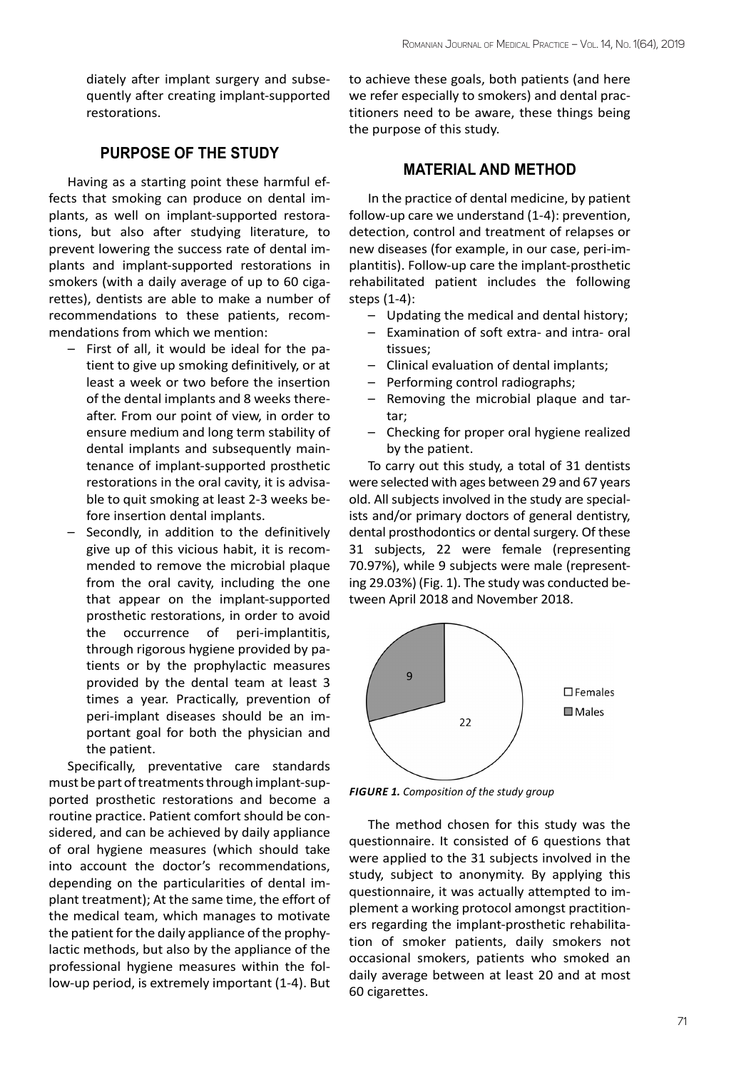diately after implant surgery and subsequently after creating implant-supported restorations.

## PURPOSE OF THE STUDY

Having as a starting point these harmful effects that smoking can produce on dental implants, as well on implant-supported restorations, but also after studying literature, to prevent lowering the success rate of dental implants and implant-supported restorations in smokers (with a daily average of up to 60 cigarettes), dentists are able to make a number of recommendations to these patients, recommendations from which we mention:

- First of all, it would be ideal for the patient to give up smoking definitively, or at least a week or two before the insertion of the dental implants and 8 weeks thereafter. From our point of view, in order to ensure medium and long term stability of dental implants and subsequently maintenance of implant-supported prosthetic restorations in the oral cavity, it is advisable to quit smoking at least 2-3 weeks before insertion dental implants.
- Secondly, in addition to the definitively give up of this vicious habit, it is recommended to remove the microbial plaque from the oral cavity, including the one that appear on the implant-supported prosthetic restorations, in order to avoid the occurrence of peri-implantitis, through rigorous hygiene provided by patients or by the prophylactic measures provided by the dental team at least 3 times a year. Practically, prevention of peri-implant diseases should be an important goal for both the physician and the patient.

Specifically, preventative care standards must be part of treatments through implant-supported prosthetic restorations and become a routine practice. Patient comfort should be considered, and can be achieved by daily appliance of oral hygiene measures (which should take into account the doctor's recommendations, depending on the particularities of dental implant treatment); At the same time, the effort of the medical team, which manages to motivate the patient for the daily appliance of the prophylactic methods, but also by the appliance of the professional hygiene measures within the follow-up period, is extremely important (1-4). But to achieve these goals, both patients (and here we refer especially to smokers) and dental practitioners need to be aware, these things being the purpose of this study.

## MATERIAL AND METHOD

In the practice of dental medicine, by patient follow-up care we understand (1-4): prevention, detection, control and treatment of relapses or new diseases (for example, in our case, peri-implantitis). Follow-up care the implant-prosthetic rehabilitated patient includes the following steps (1-4):

- Updating the medical and dental history;
- Examination of soft extra- and intra- oral tissues;
- Clinical evaluation of dental implants;
- Performing control radiographs;
- Removing the microbial plaque and tartar;
- Checking for proper oral hygiene realized by the patient.

To carry out this study, a total of 31 dentists were selected with ages between 29 and 67 years old. All subjects involved in the study are specialists and/or primary doctors of general dentistry, dental prosthodontics or dental surgery. Of these 31 subjects, 22 were female (representing 70.97%), while 9 subjects were male (representing 29.03%) (Fig. 1). The study was conducted between April 2018 and November 2018.

*FIGURE 1. Composition of the study group*

The method chosen for this study was the questionnaire. It consisted of 6 questions that were applied to the 31 subjects involved in the study, subject to anonymity. By applying this questionnaire, it was actually attempted to implement a working protocol amongst practitioners regarding the implant-prosthetic rehabilitation of smoker patients, daily smokers not occasional smokers, patients who smoked an daily average between at least 20 and at most 60 cigarettes.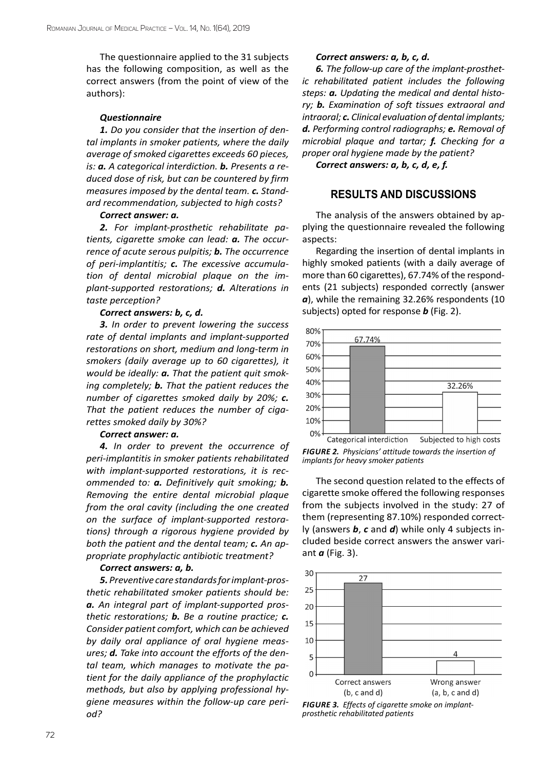The questionnaire applied to the 31 subjects has the following composition, as well as the correct answers (from the point of view of the authors):

***Questionnaire***

***1.*** *Do you consider that the insertion of dental implants in smoker patients, where the daily average of smoked cigarettes exceeds 60 pieces, is:* ***a.*** *A categorical interdiction.* ***b.*** *Presents a reduced dose of risk, but can be countered by firm measures imposed by the dental team.* ***c.*** *Standard recommendation, subjected to high costs?*

***Correct answer: a.***

***2.*** *For implant-prosthetic rehabilitate patients, cigarette smoke can lead:* ***a.*** *The occurrence of acute serous pulpitis;* ***b.*** *The occurrence of peri-implantitis;* ***c.*** *The excessive accumulation of dental microbial plaque on the implant-supported restorations;* ***d.*** *Alterations in taste perception?*

***Correct answers: b, c, d.***

***3.*** *In order to prevent lowering the success rate of dental implants and implant-supported restorations on short, medium and long-term in smokers (daily average up to 60 cigarettes), it would be ideally:* ***a.*** *That the patient quit smoking completely;* ***b.*** *That the patient reduces the number of cigarettes smoked daily by 20%;* ***c.*** *That the patient reduces the number of cigarettes smoked daily by 30%?*

***Correct answer: a.***

***4.*** *In order to prevent the occurrence of peri-implantitis in smoker patients rehabilitated with implant-supported restorations, it is recommended to:* ***a.*** *Definitively quit smoking;* ***b.*** *Removing the entire dental microbial plaque from the oral cavity (including the one created on the surface of implant-supported restorations) through a rigorous hygiene provided by both the patient and the dental team;* ***c.*** *An appropriate prophylactic antibiotic treatment?*

***Correct answers: a, b.***

***5.*** *Preventive care standards for implant-prosthetic rehabilitated smoker patients should be:* ***a.*** *An integral part of implant-supported prosthetic restorations;* ***b.*** *Be a routine practice;* ***c.*** *Consider patient comfort, which can be achieved by daily oral appliance of oral hygiene measures;* ***d.*** *Take into account the efforts of the dental team, which manages to motivate the patient for the daily appliance of the prophylactic methods, but also by applying professional hygiene measures within the follow-up care period?*

***Correct answers: a, b, c, d.***

***6.*** *The follow-up care of the implant-prosthetic rehabilitated patient includes the following steps:* ***a.*** *Updating the medical and dental history;* ***b.*** *Examination of soft tissues extraoral and intraoral;* ***c.*** *Clinical evaluation of dental implants;* ***d.*** *Performing control radiographs;* ***e.*** *Removal of microbial plaque and tartar;* ***f.*** *Checking for a proper oral hygiene made by the patient?*

***Correct answers: a, b, c, d, e, f.***

## RESULTS AND DISCUSSIONS

The analysis of the answers obtained by applying the questionnaire revealed the following aspects:

Regarding the insertion of dental implants in highly smoked patients (with a daily average of more than 60 cigarettes), 67.74% of the respondents (21 subjects) responded correctly (answer ***a***), while the remaining 32.26% respondents (10 subjects) opted for response ***b*** (Fig. 2).

| Categorical interdiction | Subjected to high costs |
|---|---|
| 67.74% | 32.26% |

***FIGURE 2.*** *Physicians' attitude towards the insertion of implants for heavy smoker patients*

The second question related to the effects of cigarette smoke offered the following responses from the subjects involved in the study: 27 of them (representing 87.10%) responded correctly (answers ***b***, ***c*** and ***d***) while only 4 subjects included beside correct answers the answer variant ***a*** (Fig. 3).

| Correct answers (b, c and d) | Wrong answer (a, b, c and d) |
|---|---|
| 27 | 4 |

***FIGURE 3.*** *Effects of cigarette smoke on implant-prosthetic rehabilitated patients*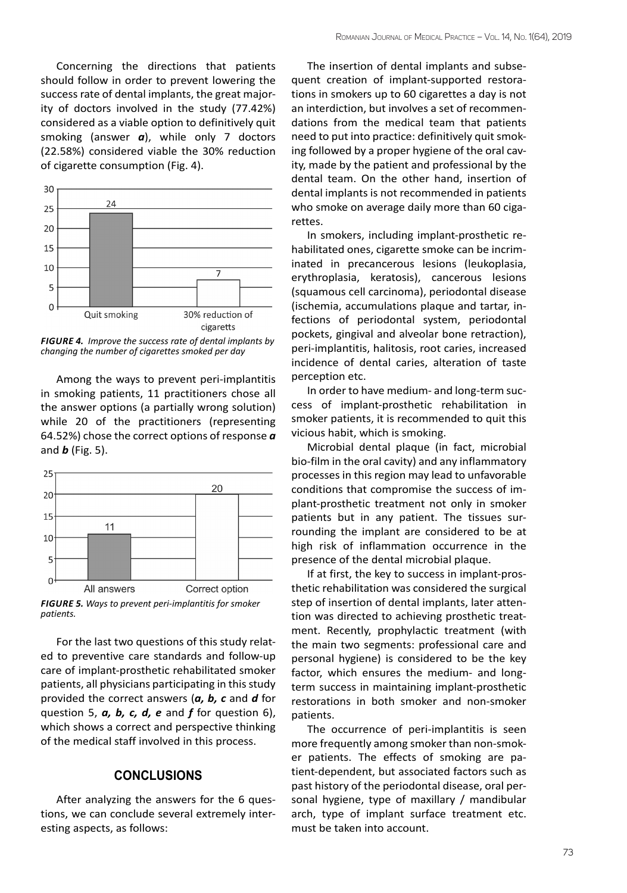Concerning the directions that patients should follow in order to prevent lowering the success rate of dental implants, the great majority of doctors involved in the study (77.42%) considered as a viable option to definitively quit smoking (answer ***a***), while only 7 doctors (22.58%) considered viable the 30% reduction of cigarette consumption (Fig. 4).

***FIGURE 4.*** *Improve the success rate of dental implants by changing the number of cigarettes smoked per day*

Among the ways to prevent peri-implantitis in smoking patients, 11 practitioners chose all the answer options (a partially wrong solution) while 20 of the practitioners (representing 64.52%) chose the correct options of response ***a*** and ***b*** (Fig. 5).

***FIGURE 5.*** *Ways to prevent peri-implantitis for smoker patients.*

For the last two questions of this study related to preventive care standards and follow-up care of implant-prosthetic rehabilitated smoker patients, all physicians participating in this study provided the correct answers (***a, b, c*** and ***d*** for question 5, ***a, b, c, d, e*** and ***f*** for question 6), which shows a correct and perspective thinking of the medical staff involved in this process.

## CONCLUSIONS

After analyzing the answers for the 6 questions, we can conclude several extremely interesting aspects, as follows:

The insertion of dental implants and subsequent creation of implant-supported restorations in smokers up to 60 cigarettes a day is not an interdiction, but involves a set of recommendations from the medical team that patients need to put into practice: definitively quit smoking followed by a proper hygiene of the oral cavity, made by the patient and professional by the dental team. On the other hand, insertion of dental implants is not recommended in patients who smoke on average daily more than 60 cigarettes.

In smokers, including implant-prosthetic rehabilitated ones, cigarette smoke can be incriminated in precancerous lesions (leukoplasia, erythroplasia, keratosis), cancerous lesions (squamous cell carcinoma), periodontal disease (ischemia, accumulations plaque and tartar, infections of periodontal system, periodontal pockets, gingival and alveolar bone retraction), peri-implantitis, halitosis, root caries, increased incidence of dental caries, alteration of taste perception etc.

In order to have medium- and long-term success of implant-prosthetic rehabilitation in smoker patients, it is recommended to quit this vicious habit, which is smoking.

Microbial dental plaque (in fact, microbial bio-film in the oral cavity) and any inflammatory processes in this region may lead to unfavorable conditions that compromise the success of implant-prosthetic treatment not only in smoker patients but in any patient. The tissues surrounding the implant are considered to be at high risk of inflammation occurrence in the presence of the dental microbial plaque.

If at first, the key to success in implant-prosthetic rehabilitation was considered the surgical step of insertion of dental implants, later attention was directed to achieving prosthetic treatment. Recently, prophylactic treatment (with the main two segments: professional care and personal hygiene) is considered to be the key factor, which ensures the medium- and long-term success in maintaining implant-prosthetic restorations in both smoker and non-smoker patients.

The occurrence of peri-implantitis is seen more frequently among smoker than non-smoker patients. The effects of smoking are patient-dependent, but associated factors such as past history of the periodontal disease, oral personal hygiene, type of maxillary / mandibular arch, type of implant surface treatment etc. must be taken into account.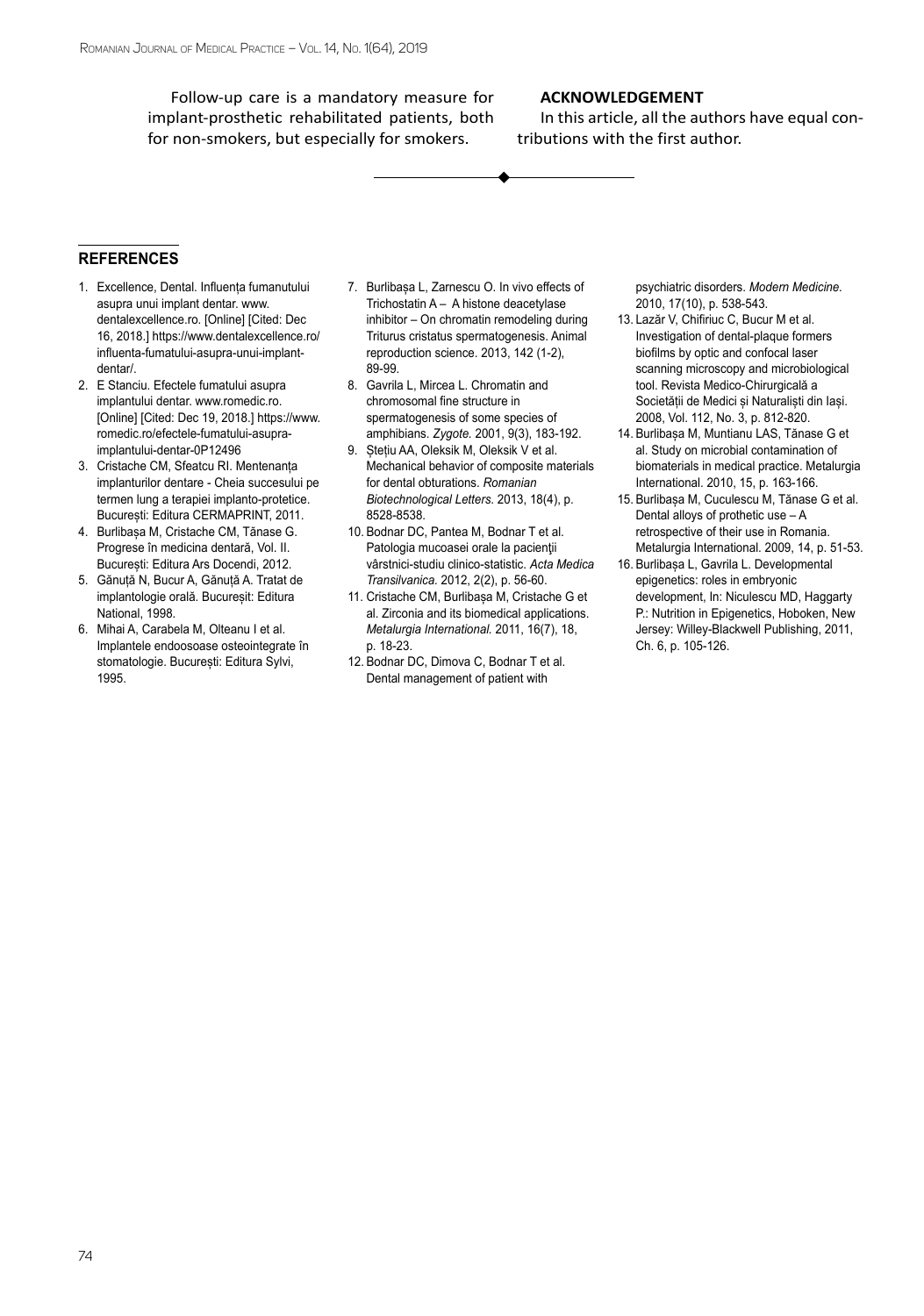Follow-up care is a mandatory measure for implant-prosthetic rehabilitated patients, both for non-smokers, but especially for smokers.

## ACKNOWLEDGEMENT

In this article, all the authors have equal contributions with the first author.

## REFERENCES

1. Excellence, Dental. Influența fumanutului asupra unui implant dentar. www.dentalexcellence.ro. [Online] [Cited: Dec 16, 2018.] https://www.dentalexcellence.ro/influenta-fumatului-asupra-unui-implant-dentar/.
2. E Stanciu. Efectele fumatului asupra implantului dentar. www.romedic.ro. [Online] [Cited: Dec 19, 2018.] https://www.romedic.ro/efectele-fumatului-asupra-implantului-dentar-0P12496
3. Cristache CM, Sfeatcu RI. Mentenanța implanturilor dentare - Cheia succesului pe termen lung a terapiei implanto-protetice. București: Editura CERMAPRINT, 2011.
4. Burlibașa M, Cristache CM, Tănase G. Progrese în medicina dentară, Vol. II. București: Editura Ars Docendi, 2012.
5. Gănuță N, Bucur A, Gănuță A. Tratat de implantologie orală. Bucureșit: Editura National, 1998.
6. Mihai A, Carabela M, Olteanu I et al. Implantele endoosoase osteointegrate în stomatologie. București: Editura Sylvi, 1995.
7. Burlibașa L, Zarnescu O. In vivo effects of Trichostatin A – A histone deacetylase inhibitor – On chromatin remodeling during Triturus cristatus spermatogenesis. Animal reproduction science. 2013, 142 (1-2), 89-99.
8. Gavrila L, Mircea L. Chromatin and chromosomal fine structure in spermatogenesis of some species of amphibians. *Zygote.* 2001, 9(3), 183-192.
9. Ștețiu AA, Oleksik M, Oleksik V et al. Mechanical behavior of composite materials for dental obturations. *Romanian Biotechnological Letters.* 2013, 18(4), p. 8528-8538.
10. Bodnar DC, Pantea M, Bodnar T et al. Patologia mucoasei orale la pacienţii vârstnici-studiu clinico-statistic. *Acta Medica Transilvanica.* 2012, 2(2), p. 56-60.
11. Cristache CM, Burlibașa M, Cristache G et al. Zirconia and its biomedical applications. *Metalurgia International.* 2011, 16(7), 18, p. 18-23.
12. Bodnar DC, Dimova C, Bodnar T et al. Dental management of patient with psychiatric disorders. *Modern Medicine.* 2010, 17(10), p. 538-543.
13. Lazăr V, Chifiriuc C, Bucur M et al. Investigation of dental-plaque formers biofilms by optic and confocal laser scanning microscopy and microbiological tool. Revista Medico-Chirurgicală a Societății de Medici și Naturaliști din Iași. 2008, Vol. 112, No. 3, p. 812-820.
14. Burlibașa M, Muntianu LAS, Tănase G et al. Study on microbial contamination of biomaterials in medical practice. Metalurgia International. 2010, 15, p. 163-166.
15. Burlibașa M, Cuculescu M, Tănase G et al. Dental alloys of prothetic use – A retrospective of their use in Romania. Metalurgia International. 2009, 14, p. 51-53.
16. Burlibașa L, Gavrila L. Developmental epigenetics: roles in embryonic development, In: Niculescu MD, Haggarty P.: Nutrition in Epigenetics, Hoboken, New Jersey: Willey-Blackwell Publishing, 2011, Ch. 6, p. 105-126.